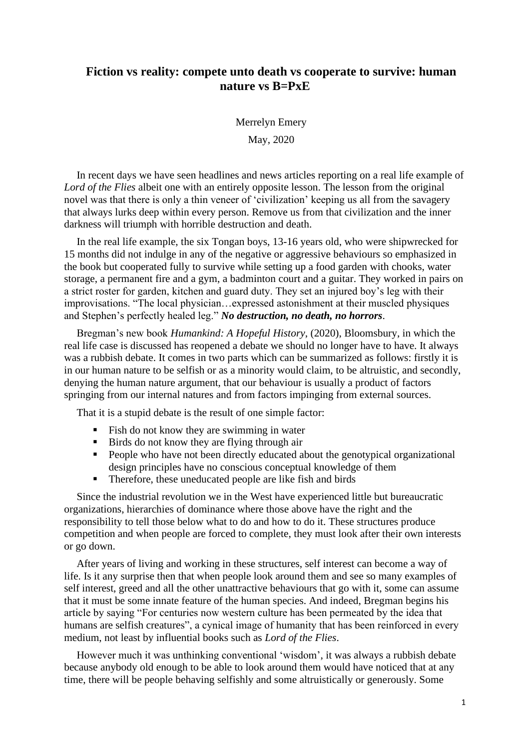# Fiction vs reality: compete unto death vs cooperate to survive: human nature vs B=PxE

Merrelyn Emery

May, 2020

In recent days we have seen headlines and news articles reporting on a real life example of *Lord of the Flies* albeit one with an entirely opposite lesson. The lesson from the original novel was that there is only a thin veneer of 'civilization' keeping us all from the savagery that always lurks deep within every person. Remove us from that civilization and the inner darkness will triumph with horrible destruction and death.

In the real life example, the six Tongan boys, 13-16 years old, who were shipwrecked for 15 months did not indulge in any of the negative or aggressive behaviours so emphasized in the book but cooperated fully to survive while setting up a food garden with chooks, water storage, a permanent fire and a gym, a badminton court and a guitar. They worked in pairs on a strict roster for garden, kitchen and guard duty. They set an injured boy's leg with their improvisations. "The local physician…expressed astonishment at their muscled physiques and Stephen's perfectly healed leg." ***No destruction, no death, no horrors***.

Bregman's new book *Humankind: A Hopeful History*, (2020), Bloomsbury, in which the real life case is discussed has reopened a debate we should no longer have to have. It always was a rubbish debate. It comes in two parts which can be summarized as follows: firstly it is in our human nature to be selfish or as a minority would claim, to be altruistic, and secondly, denying the human nature argument, that our behaviour is usually a product of factors springing from our internal natures and from factors impinging from external sources.

That it is a stupid debate is the result of one simple factor:

- Fish do not know they are swimming in water
- Birds do not know they are flying through air
- People who have not been directly educated about the genotypical organizational design principles have no conscious conceptual knowledge of them
- Therefore, these uneducated people are like fish and birds

Since the industrial revolution we in the West have experienced little but bureaucratic organizations, hierarchies of dominance where those above have the right and the responsibility to tell those below what to do and how to do it. These structures produce competition and when people are forced to complete, they must look after their own interests or go down.

After years of living and working in these structures, self interest can become a way of life. Is it any surprise then that when people look around them and see so many examples of self interest, greed and all the other unattractive behaviours that go with it, some can assume that it must be some innate feature of the human species. And indeed, Bregman begins his article by saying "For centuries now western culture has been permeated by the idea that humans are selfish creatures", a cynical image of humanity that has been reinforced in every medium, not least by influential books such as *Lord of the Flies*.

However much it was unthinking conventional 'wisdom', it was always a rubbish debate because anybody old enough to be able to look around them would have noticed that at any time, there will be people behaving selfishly and some altruistically or generously. Some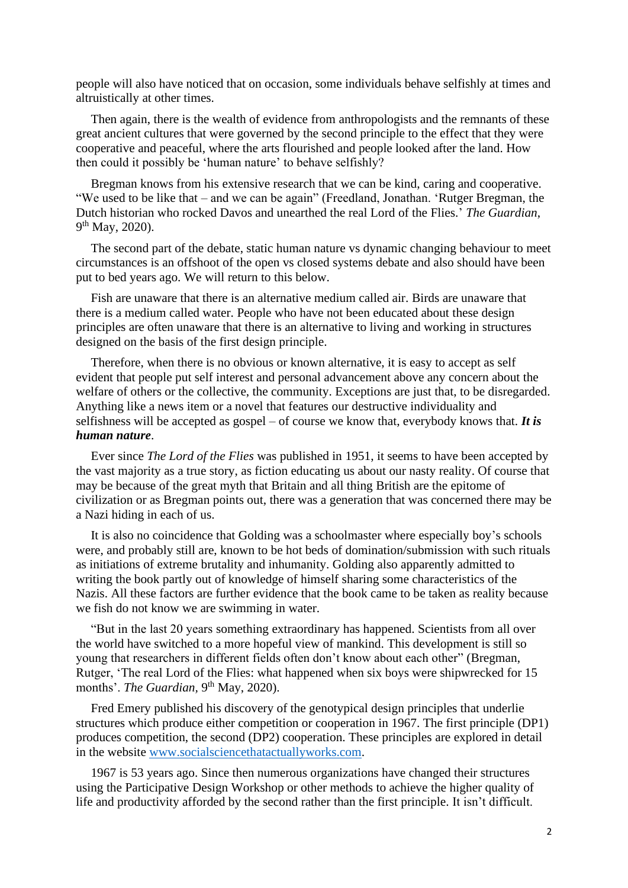people will also have noticed that on occasion, some individuals behave selfishly at times and altruistically at other times.

Then again, there is the wealth of evidence from anthropologists and the remnants of these great ancient cultures that were governed by the second principle to the effect that they were cooperative and peaceful, where the arts flourished and people looked after the land. How then could it possibly be 'human nature' to behave selfishly?

Bregman knows from his extensive research that we can be kind, caring and cooperative. "We used to be like that – and we can be again" (Freedland, Jonathan. 'Rutger Bregman, the Dutch historian who rocked Davos and unearthed the real Lord of the Flies.' *The Guardian*, 9th May, 2020).

The second part of the debate, static human nature vs dynamic changing behaviour to meet circumstances is an offshoot of the open vs closed systems debate and also should have been put to bed years ago. We will return to this below.

Fish are unaware that there is an alternative medium called air. Birds are unaware that there is a medium called water. People who have not been educated about these design principles are often unaware that there is an alternative to living and working in structures designed on the basis of the first design principle.

Therefore, when there is no obvious or known alternative, it is easy to accept as self evident that people put self interest and personal advancement above any concern about the welfare of others or the collective, the community. Exceptions are just that, to be disregarded. Anything like a news item or a novel that features our destructive individuality and selfishness will be accepted as gospel – of course we know that, everybody knows that. ***It is human nature***.

Ever since *The Lord of the Flies* was published in 1951, it seems to have been accepted by the vast majority as a true story, as fiction educating us about our nasty reality. Of course that may be because of the great myth that Britain and all thing British are the epitome of civilization or as Bregman points out, there was a generation that was concerned there may be a Nazi hiding in each of us.

It is also no coincidence that Golding was a schoolmaster where especially boy's schools were, and probably still are, known to be hot beds of domination/submission with such rituals as initiations of extreme brutality and inhumanity. Golding also apparently admitted to writing the book partly out of knowledge of himself sharing some characteristics of the Nazis. All these factors are further evidence that the book came to be taken as reality because we fish do not know we are swimming in water.

"But in the last 20 years something extraordinary has happened. Scientists from all over the world have switched to a more hopeful view of mankind. This development is still so young that researchers in different fields often don't know about each other" (Bregman, Rutger, 'The real Lord of the Flies: what happened when six boys were shipwrecked for 15 months'. *The Guardian*, 9th May, 2020).

Fred Emery published his discovery of the genotypical design principles that underlie structures which produce either competition or cooperation in 1967. The first principle (DP1) produces competition, the second (DP2) cooperation. These principles are explored in detail in the website [www.socialsciencethatactuallyworks.com](www.socialsciencethatactuallyworks.com).

1967 is 53 years ago. Since then numerous organizations have changed their structures using the Participative Design Workshop or other methods to achieve the higher quality of life and productivity afforded by the second rather than the first principle. It isn't difficult.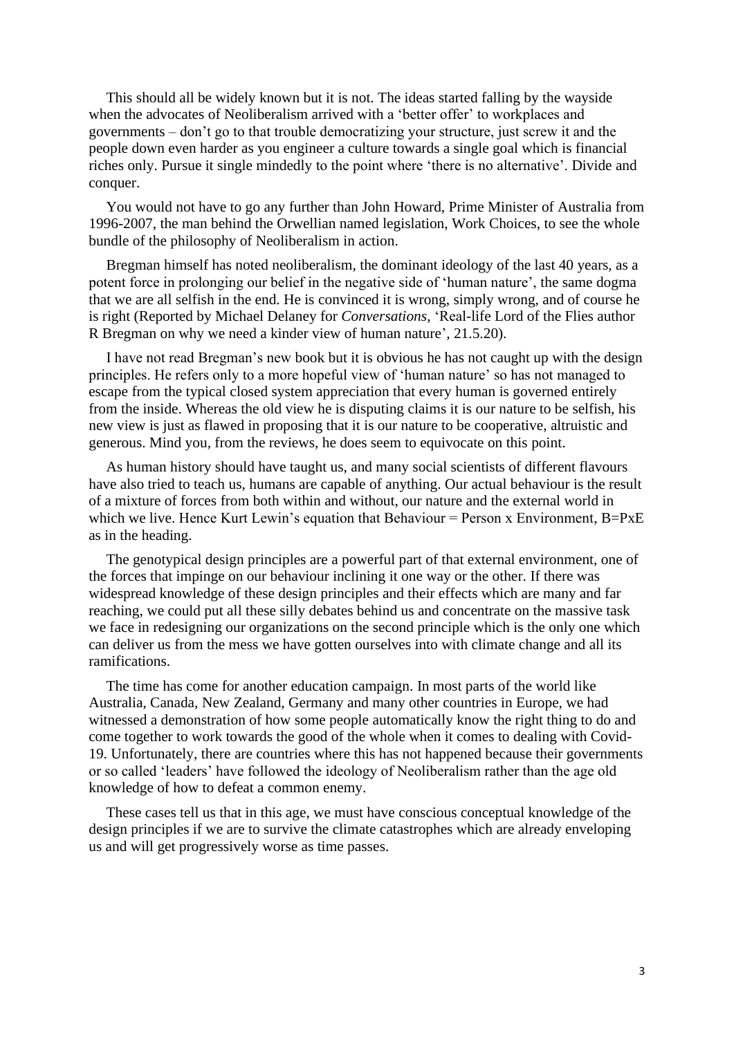This should all be widely known but it is not. The ideas started falling by the wayside when the advocates of Neoliberalism arrived with a 'better offer' to workplaces and governments – don't go to that trouble democratizing your structure, just screw it and the people down even harder as you engineer a culture towards a single goal which is financial riches only. Pursue it single mindedly to the point where 'there is no alternative'. Divide and conquer.

You would not have to go any further than John Howard, Prime Minister of Australia from 1996-2007, the man behind the Orwellian named legislation, Work Choices, to see the whole bundle of the philosophy of Neoliberalism in action.

Bregman himself has noted neoliberalism, the dominant ideology of the last 40 years, as a potent force in prolonging our belief in the negative side of 'human nature', the same dogma that we are all selfish in the end. He is convinced it is wrong, simply wrong, and of course he is right (Reported by Michael Delaney for *Conversations*, 'Real-life Lord of the Flies author R Bregman on why we need a kinder view of human nature', 21.5.20).

I have not read Bregman's new book but it is obvious he has not caught up with the design principles. He refers only to a more hopeful view of 'human nature' so has not managed to escape from the typical closed system appreciation that every human is governed entirely from the inside. Whereas the old view he is disputing claims it is our nature to be selfish, his new view is just as flawed in proposing that it is our nature to be cooperative, altruistic and generous. Mind you, from the reviews, he does seem to equivocate on this point.

As human history should have taught us, and many social scientists of different flavours have also tried to teach us, humans are capable of anything. Our actual behaviour is the result of a mixture of forces from both within and without, our nature and the external world in which we live. Hence Kurt Lewin's equation that Behaviour = Person x Environment, B=PxE as in the heading.

The genotypical design principles are a powerful part of that external environment, one of the forces that impinge on our behaviour inclining it one way or the other. If there was widespread knowledge of these design principles and their effects which are many and far reaching, we could put all these silly debates behind us and concentrate on the massive task we face in redesigning our organizations on the second principle which is the only one which can deliver us from the mess we have gotten ourselves into with climate change and all its ramifications.

The time has come for another education campaign. In most parts of the world like Australia, Canada, New Zealand, Germany and many other countries in Europe, we had witnessed a demonstration of how some people automatically know the right thing to do and come together to work towards the good of the whole when it comes to dealing with Covid-19. Unfortunately, there are countries where this has not happened because their governments or so called 'leaders' have followed the ideology of Neoliberalism rather than the age old knowledge of how to defeat a common enemy.

These cases tell us that in this age, we must have conscious conceptual knowledge of the design principles if we are to survive the climate catastrophes which are already enveloping us and will get progressively worse as time passes.